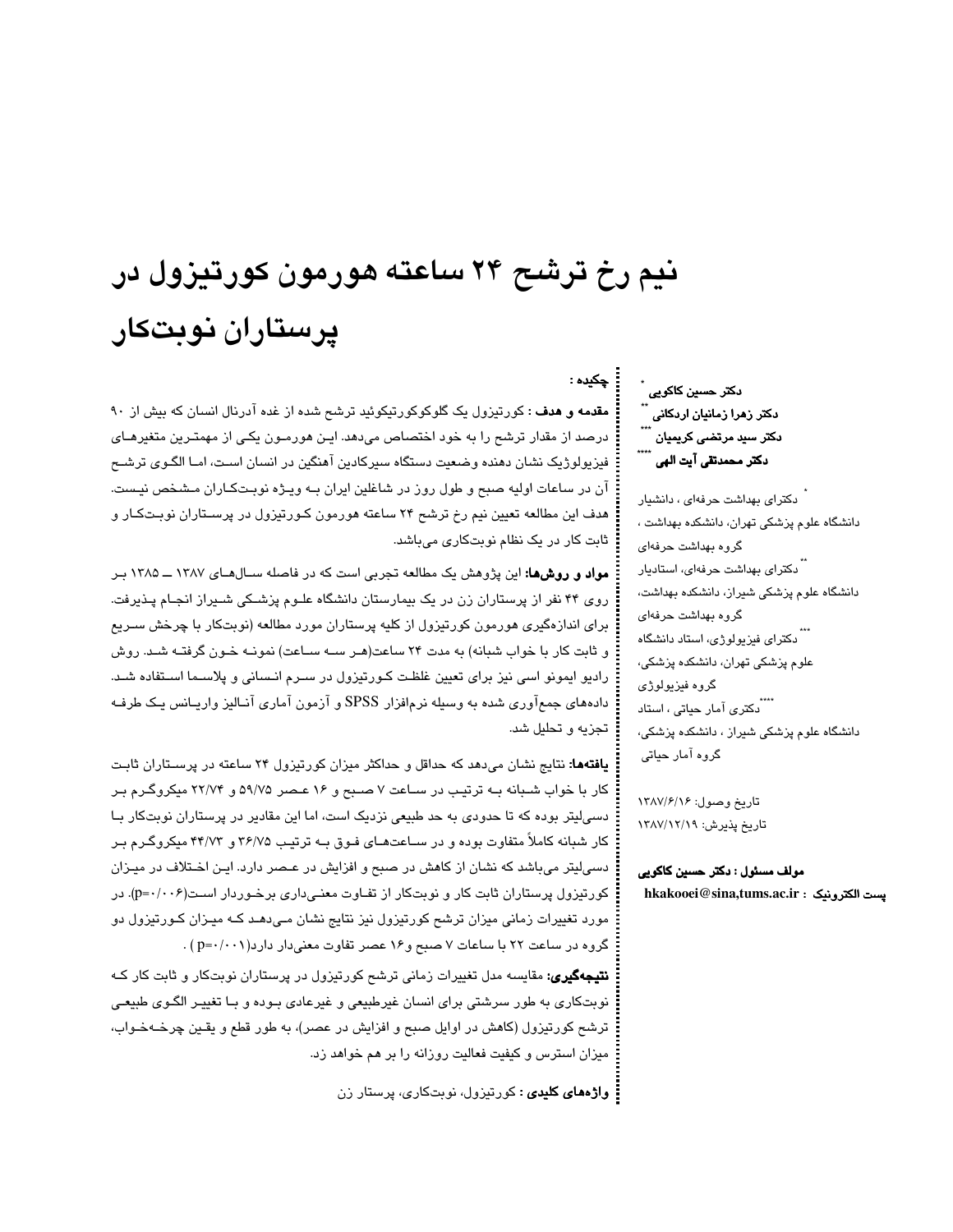# نیم رخ ترشح ۲۴ ساعته هورمون کورتیزول در پرستاران نوبت‌کار

**دکتر حسین کاکویی** [*]
**دکتر زهرا زمانیان اردکانی** [**]
**دکتر سید مرتضی کریمیان** [***]
**دکتر محمدتقی آیت الهی** [****]

[*] دکترای بهداشت حرفه‌ای ، دانشیار دانشگاه علوم پزشکی تهران، دانشکده بهداشت ، گروه بهداشت حرفه‌ای

[**] دکترای بهداشت حرفه‌ای، استادیار دانشگاه علوم پزشکی شیراز، دانشکده بهداشت، گروه بهداشت حرفه‌ای

[***] دکترای فیزیولوژی، استاد دانشگاه علوم پزشکی تهران، دانشکده پزشکی، گروه فیزیولوژی

[****] دکتری آمار حیاتی ، استاد دانشگاه علوم پزشکی شیراز ، دانشکده پزشکی، گروه آمار حیاتی

تاریخ وصول: ۱۳۸۷/۶/۱۶
تاریخ پذیرش: ۱۳۸۷/۱۲/۱۹

**مولف مسئول : دکتر حسین کاکویی**
**پست الکترونیک : hkakooei@sina,tums.ac.ir**

## چکیده :

**مقدمه و هدف :** کورتیزول یک گلوکوکورتیکوئید ترشح شده از غده آدرنال انسان که بیش از ۹۰ درصد از مقدار ترشح را به خود اختصاص می‌دهد. این هورمون یکی از مهمترین متغیرهای فیزیولوژیک نشان دهنده وضعیت دستگاه سیرکادین آهنگین در انسان است، اما الگوی ترشح آن در ساعات اولیه صبح و طول روز در شاغلین ایران به ویژه نوبت‌کاران مشخص نیست. هدف این مطالعه تعیین نیم رخ ترشح ۲۴ ساعته هورمون کورتیزول در پرستاران نوبت‌کار و ثابت کار در یک نظام نوبت‌کاری می‌باشد.

**مواد و روش‌ها:** این پژوهش یک مطالعه تجربی است که در فاصله سال‌های ۱۳۸۷ ــ ۱۳۸۵ بر روی ۴۴ نفر از پرستاران زن در یک بیمارستان دانشگاه علوم پزشکی شیراز انجام پذیرفت. برای اندازه‌گیری هورمون کورتیزول از کلیه پرستاران مورد مطالعه (نوبت‌کار با چرخش سریع و ثابت کار با خواب شبانه) به مدت ۲۴ ساعت(هر سه ساعت) نمونه خون گرفته شد. روش رادیو ایمونو اسی نیز برای تعیین غلظت کورتیزول در سرم انسانی و پلاسما استفاده شد. داده‌های جمع‌آوری شده به وسیله نرم‌افزار SPSS و آزمون آماری آنالیز واریانس یک طرفه تجزیه و تحلیل شد.

**یافته‌ها:** نتایج نشان می‌دهد که حداقل و حداکثر میزان کورتیزول ۲۴ ساعته در پرستاران ثابت کار با خواب شبانه به ترتیب در ساعت ۷ صبح و ۱۶ عصر ۵۹/۷۵ و ۲۲/۷۴ میکروگرم بر دسی‌لیتر بوده که تا حدودی به حد طبیعی نزدیک است، اما این مقادیر در پرستاران نوبت‌کار با کار شبانه کاملاً متفاوت بوده و در ساعت‌های فوق به ترتیب ۳۶/۷۵ و ۴۴/۷۳ میکروگرم بر دسی‌لیتر می‌باشد که نشان از کاهش در صبح و افزایش در عصر دارد. این اختلاف در میزان کورتیزول پرستاران ثابت کار و نوبت‌کار از تفاوت معنی‌داری برخوردار است(p=۰/۰۰۶). در مورد تغییرات زمانی میزان ترشح کورتیزول نیز نتایج نشان می‌دهد که میزان کورتیزول دو گروه در ساعت ۲۲ با ساعات ۷ صبح و۱۶ عصر تفاوت معنی‌دار دارد(p=۰/۰۰۱) .

**نتیجه‌گیری:** مقایسه مدل تغییرات زمانی ترشح کورتیزول در پرستاران نوبت‌کار و ثابت کار که نوبت‌کاری به طور سرشتی برای انسان غیرطبیعی و غیرعادی بوده و با تغییر الگوی طبیعی ترشح کورتیزول (کاهش در اوایل صبح و افزایش در عصر)، به طور قطع و یقین چرخه‌خواب، میزان استرس و کیفیت فعالیت روزانه را بر هم خواهد زد.

**واژه‌های کلیدی :** کورتیزول، نوبت‌کاری، پرستار زن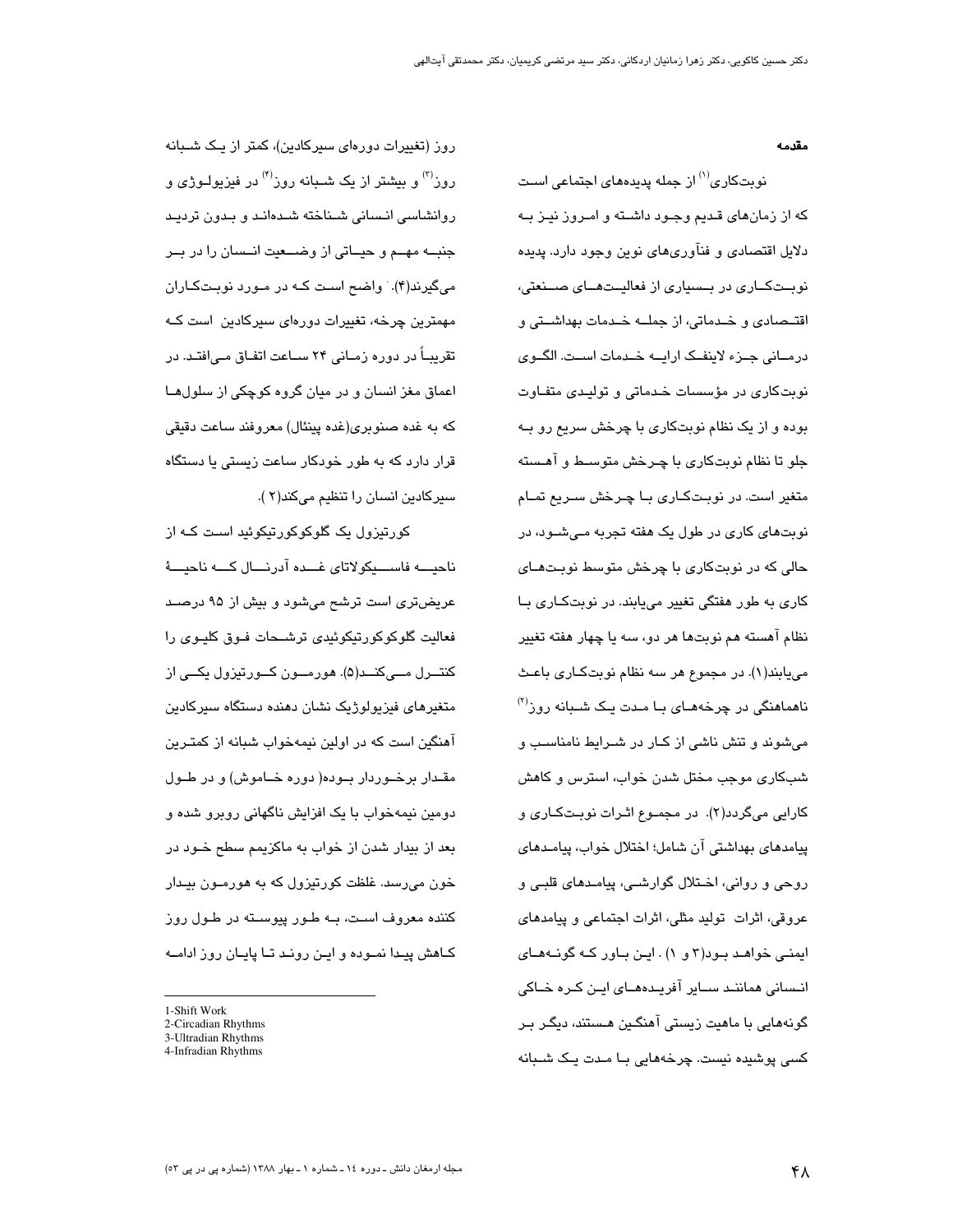## مقدمه

نوبت‌کاری[1] از جمله پدیده‌های اجتماعی است که از زمان‌های قدیم وجود داشته و امروز نیز به دلایل اقتصادی و فنآوری‌های نوین وجود دارد. پدیده نوبت‌کاری در بسیاری از فعالیت‌های صنعتی، اقتصادی و خدماتی، از جمله خدمات بهداشتی و درمانی جزء لاینفک ارایه خدمات است. الگوی نوبت‌کاری در مؤسسات خدماتی و تولیدی متفاوت بوده و از یک نظام نوبت‌کاری با چرخش سریع رو به جلو تا نظام نوبت‌کاری با چرخش متوسط و آهسته متغیر است. در نوبت‌کاری با چرخش سریع تمام نوبت‌های کاری در طول یک هفته تجربه می‌شود، در حالی که در نوبت‌کاری با چرخش متوسط نوبت‌های کاری به طور هفتگی تغییر می‌یابند. در نوبت‌کاری با نظام آهسته هم نوبت‌ها هر دو، سه یا چهار هفته تغییر می‌یابند(۱). در مجموع هر سه نظام نوبت‌کاری باعث ناهماهنگی در چرخه‌های با مدت یک شبانه روز[2] می‌شوند و تنش ناشی از کار در شرایط نامناسب و شب‌کاری موجب مختل شدن خواب، استرس و کاهش کارایی می‌گردد(۲). در مجموع اثرات نوبت‌کاری و پیامدهای بهداشتی آن شامل؛ اختلال خواب، پیامدهای روحی و روانی، اختلال گوارشی، پیامدهای قلبی و عروقی، اثرات تولید مثلی، اثرات اجتماعی و پیامدهای ایمنی خواهد بود(۳ و ۱). این باور که گونه‌های انسانی همانند سایر آفریده‌های این کره خاکی گونه‌هایی با ماهیت زیستی آهنگین هستند، دیگر بر کسی پوشیده نیست. چرخه‌هایی با مدت یک شبانه روز (تغییرات دوره‌ای سیرکادین)، کمتر از یک شبانه روز[3] و بیشتر از یک شبانه روز[4] در فیزیولوژی و روانشناسی انسانی شناخته شده‌اند و بدون تردید جنبه مهم و حیاتی از وضعیت انسان را در بر می‌گیرند(۴). واضح است که در مورد نوبت‌کاران مهمترین چرخه، تغییرات دوره‌ای سیرکادین است که تقریباً در دوره زمانی ۲۴ ساعت اتفاق می‌افتد. در اعماق مغز انسان و در میان گروه کوچکی از سلول‌ها که به غده صنوبری(غده پینئال) معروفند ساعت دقیقی قرار دارد که به طور خودکار ساعت زیستی یا دستگاه سیرکادین انسان را تنظیم می‌کند(۲).

کورتیزول یک گلوکوکورتیکوئید است که از ناحیه فاسیکولاتای غده آدرنال که ناحیهٔ عریض‌تری است ترشح می‌شود و بیش از ۹۵ درصد فعالیت گلوکوکورتیکوئیدی ترشحات فوق کلیوی را کنترل می‌کند(۵). هورمون کورتیزول یکی از متغیرهای فیزیولوژیک نشان دهنده دستگاه سیرکادین آهنگین است که در اولین نیمه‌خواب شبانه از کمترین مقدار برخوردار بوده( دوره خاموش) و در طول دومین نیمه‌خواب با یک افزایش ناگهانی روبرو شده و بعد از بیدار شدن از خواب به ماکزیمم سطح خود در خون می‌رسد. غلظت کورتیزول که به هورمون بیدار کننده معروف است، به طور پیوسته در طول روز کاهش پیدا نموده و این روند تا پایان روز ادامه

---

1-Shift Work
2-Circadian Rhythms
3-Ultradian Rhythms
4-Infradian Rhythms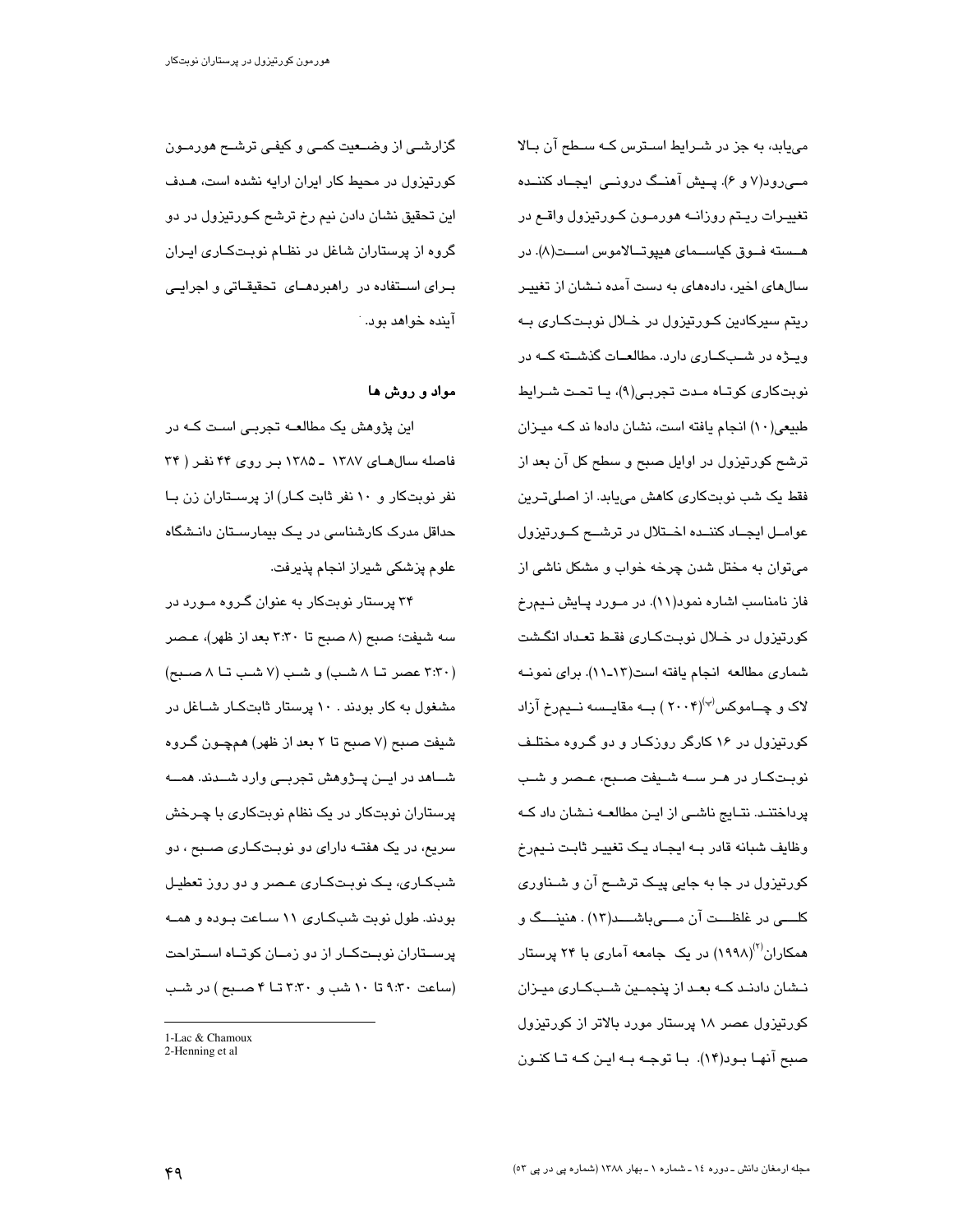می‌یابد، به جز در شرایط استرس که سطح آن بالا می‌رود(۷ و ۶). پیش آهنگ درونی ایجاد کننده تغییرات ریتم روزانه هورمون کورتیزول واقع در هسته فوق کیاسمای هیپوتالاموس است(۸). در سال‌های اخیر، داده‌های به دست آمده نشان از تغییر ریتم سیرکادین کورتیزول در خلال نوبت‌کاری به ویژه در شب‌کاری دارد. مطالعات گذشته که در نوبت‌کاری کوتاه مدت تجربی(۹)، یا تحت شرایط طبیعی(۱۰) انجام یافته است، نشان داده‌اند که میزان ترشح کورتیزول در اوایل صبح و سطح کل آن بعد از فقط یک شب نوبت‌کاری کاهش می‌یابد. از اصلی‌ترین عوامل ایجاد کننده اختلال در ترشح کورتیزول می‌توان به مختل شدن چرخه خواب و مشکل ناشی از فاز نامناسب اشاره نمود(۱۱). در مورد پایش نیم‌رخ کورتیزول در خلال نوبت‌کاری فقط تعداد انگشت شماری مطالعه انجام یافته است(۱۳-۱۱). برای نمونه لاک و چاموکس[1](۲۰۰۴) به مقایسه نیم‌رخ آزاد کورتیزول در ۱۶ کارگر روزکار و دو گروه مختلف نوبت‌کار در هر سه شیفت صبح، عصر و شب پرداختند. نتایج ناشی از این مطالعه نشان داد که وظایف شبانه قادر به ایجاد یک تغییر ثابت نیم‌رخ کورتیزول در جا به جایی پیک ترشح آن و شناوری کلی در غلظت آن می‌باشد(۱۳). هنینگ و همکاران[2](۱۹۹۸) در یک جامعه آماری با ۲۴ پرستار نشان دادند که بعد از پنجمین شب‌کاری میزان کورتیزول عصر ۱۸ پرستار مورد بالاتر از کورتیزول صبح آنها بود(۱۴). با توجه به این که تا کنون گزارشی از وضعیت کمی و کیفی ترشح هورمون کورتیزول در محیط کار ایران ارایه نشده است، هدف این تحقیق نشان دادن نیم رخ ترشح کورتیزول در دو گروه از پرستاران شاغل در نظام نوبت‌کاری ایران برای استفاده در راهبردهای تحقیقاتی و اجرایی آینده خواهد بود.

## مواد و روش ها

این پژوهش یک مطالعه تجربی است که در فاصله سال‌های ۱۳۸۷ ـ ۱۳۸۵ بر روی ۴۴ نفر ( ۳۴ نفر نوبت‌کار و ۱۰ نفر ثابت کار) از پرستاران زن با حداقل مدرک کارشناسی در یک بیمارستان دانشگاه علوم پزشکی شیراز انجام پذیرفت.

۳۴ پرستار نوبت‌کار به عنوان گروه مورد در سه شیفت؛ صبح (۸ صبح تا ۳:۳۰ بعد از ظهر)، عصر (۳:۳۰ عصر تا ۸ شب) و شب (۷ شب تا ۸ صبح) مشغول به کار بودند. ۱۰ پرستار ثابت‌کار شاغل در شیفت صبح (۷ صبح تا ۲ بعد از ظهر) همچون گروه شاهد در این پژوهش تجربی وارد شدند. همه پرستاران نوبت‌کار در یک نظام نوبت‌کاری با چرخش سریع، در یک هفته دارای دو نوبت‌کاری صبح ، دو شب‌کاری، یک نوبت‌کاری عصر و دو روز تعطیل بودند. طول نوبت شب‌کاری ۱۱ ساعت بوده و همه پرستاران نوبت‌کار از دو زمان کوتاه استراحت (ساعت ۹:۳۰ تا ۱۰ شب و ۳:۳۰ تا ۴ صبح ) در شب

---

1-Lac & Chamoux
2-Henning et al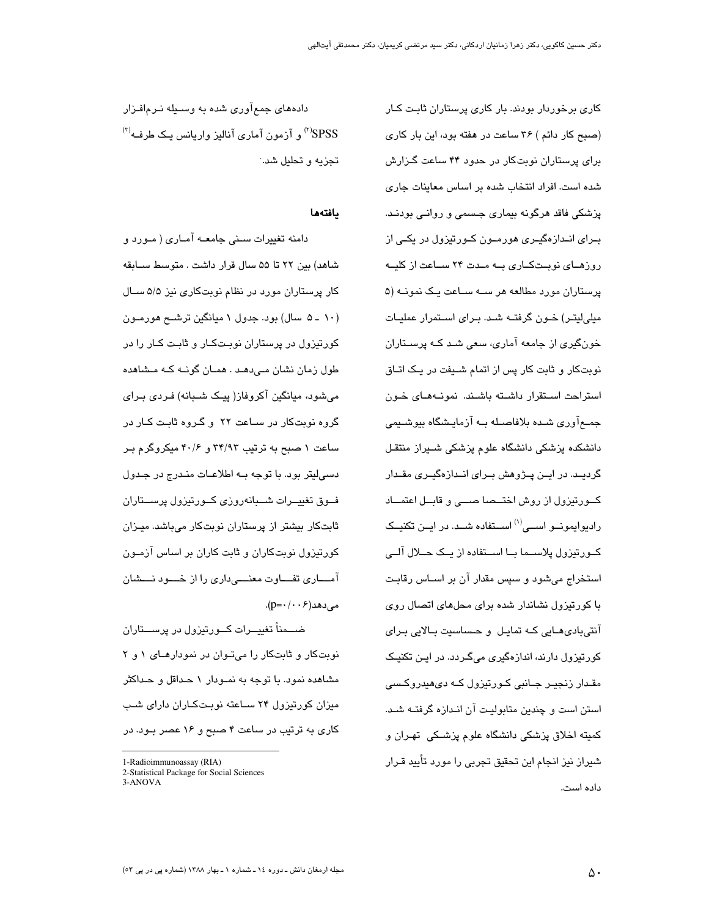کاری برخوردار بودند. بار کاری پرستاران ثابت کار (صبح کار دائم ) ۳۶ ساعت در هفته بود، این بار کاری برای پرستاران نوبت‌کار در حدود ۴۴ ساعت گزارش شده است. افراد انتخاب شده بر اساس معاینات جاری پزشکی فاقد هرگونه بیماری جسمی و روانی بودند. برای اندازه‌گیری هورمون کورتیزول در یکی از روزهای نوبت‌کاری به مدت ۲۴ ساعت از کلیه پرستاران مورد مطالعه هر سه ساعت یک نمونه (۵ میلی‌لیتر) خون گرفته شد. برای استمرار عملیات خون‌گیری از جامعه آماری، سعی شد که پرستاران نوبت‌کار و ثابت کار پس از اتمام شیفت در یک اتاق استراحت استقرار داشته باشند. نمونه‌های خون جمع‌آوری شده بلافاصله به آزمایشگاه بیوشیمی دانشکده پزشکی دانشگاه علوم پزشکی شیراز منتقل گردید. در این پژوهش برای اندازه‌گیری مقدار کورتیزول از روش اختصاصی و قابل اعتماد رادیوایمونو اسی[1] استفاده شد. در این تکنیک کورتیزول پلاسما با استفاده از یک حلال آلی استخراج می‌شود و سپس مقدار آن بر اساس رقابت با کورتیزول نشاندار شده برای محل‌های اتصال روی آنتی‌بادی‌هایی که تمایل و حساسیت بالایی برای کورتیزول دارند، اندازه‌گیری می‌گردد. در این تکنیک مقدار زنجیر جانبی کورتیزول که دی‌هیدروکسی استن است و چندین متابولیت آن اندازه گرفته شد. کمیته اخلاق پزشکی دانشگاه علوم پزشکی تهران و شیراز نیز انجام این تحقیق تجربی را مورد تأیید قرار داده است.

داده‌های جمع‌آوری شده به وسیله نرم‌افزار SPSS[2] و آزمون آماری آنالیز واریانس یک طرفه[3] تجزیه و تحلیل شد.

## یافته‌ها

دامنه تغییرات سنی جامعه آماری ( مورد و شاهد) بین ۲۲ تا ۵۵ سال قرار داشت . متوسط سابقه کار پرستاران مورد در نظام نوبت‌کاری نیز ۵/۵ سال (۱۰ ـ ۵ سال) بود. جدول ۱ میانگین ترشح هورمون کورتیزول در پرستاران نوبت‌کار و ثابت کار را در طول زمان نشان می‌دهد . همان گونه که مشاهده می‌شود، میانگین آکروفاز( پیک شبانه) فردی برای گروه نوبت‌کار در ساعت ۲۲ و گروه ثابت کار در ساعت ۱ صبح به ترتیب ۳۴/۹۳ و ۴۰/۶ میکروگرم بر دسی‌لیتر بود. با توجه به اطلاعات مندرج در جدول فوق تغییرات شبانه‌روزی کورتیزول پرستاران ثابت‌کار بیشتر از پرستاران نوبت‌کار می‌باشد. میزان کورتیزول نوبت‌کاران و ثابت کاران بر اساس آزمون آماری تفاوت معنی‌داری را از خود نشان می‌دهد($p=0/006$).

ضمناً تغییرات کورتیزول در پرستاران نوبت‌کار و ثابت‌کار را می‌توان در نمودارهای ۱ و ۲ مشاهده نمود. با توجه به نمودار ۱ حداقل و حداکثر میزان کورتیزول ۲۴ ساعته نوبت‌کاران دارای شب کاری به ترتیب در ساعت ۴ صبح و ۱۶ عصر بود. در

1-Radioimmunoassay (RIA)
2-Statistical Package for Social Sciences
3-ANOVA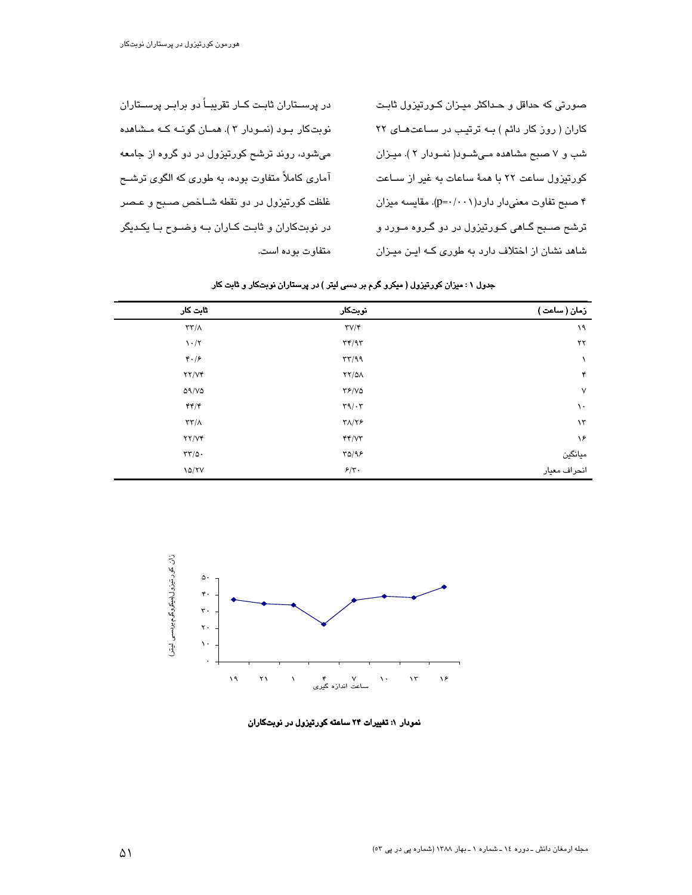صورتی که حداقل و حداکثر میزان کورتیزول ثابت کاران ( روز کار دائم ) به ترتیب در ساعت‌های ۲۲ شب و ۷ صبح مشاهده می‌شود( نمودار ۲ ). میزان کورتیزول ساعت ۲۲ با همهٔ ساعات به غیر از ساعت ۴ صبح تفاوت معنی‌دار دارد(p=۰/۰۰۱). مقایسه میزان ترشح صبح گاهی کورتیزول در دو گروه مورد و شاهد نشان از اختلاف دارد به طوری که این میزان در پرستاران ثابت کار تقریباً دو برابر پرستاران نوبت‌کار بود (نمودار ۳ ). همان گونه که مشاهده می‌شود، روند ترشح کورتیزول در دو گروه از جامعه آماری کاملاً متفاوت بوده، به طوری که الگوی ترشح غلظت کورتیزول در دو نقطه شاخص صبح و عصر در نوبت‌کاران و ثابت کاران به وضوح با یکدیگر متفاوت بوده است.

**جدول ۱ : میزان کورتیزول ( میکرو گرم بر دسی لیتر ) در پرستاران نوبت‌کار و ثابت کار**

| زمان ( ساعت ) | نوبت‌کار | ثابت کار |
|---|---|---|
| ۱۹ | ۳۷/۴ | ۳۳/۸ |
| ۲۲ | ۳۴/۹۳ | ۱۰/۲ |
| ۱ | ۳۳/۹۹ | ۴۰/۶ |
| ۴ | ۲۲/۵۸ | ۲۲/۷۴ |
| ۷ | ۳۶/۷۵ | ۵۹/۷۵ |
| ۱۰ | ۳۹/۰۳ | ۴۴/۴ |
| ۱۳ | ۳۸/۲۶ | ۳۳/۸ |
| ۱۶ | ۴۴/۷۳ | ۲۲/۷۴ |
| میانگین | ۳۵/۹۶ | ۳۳/۵۰ |
| انحراف معیار | ۶/۳۰ | ۱۵/۲۷ |

**نمودار ۱: تغییرات ۲۴ ساعته کورتیزول در نوبت‌کاران**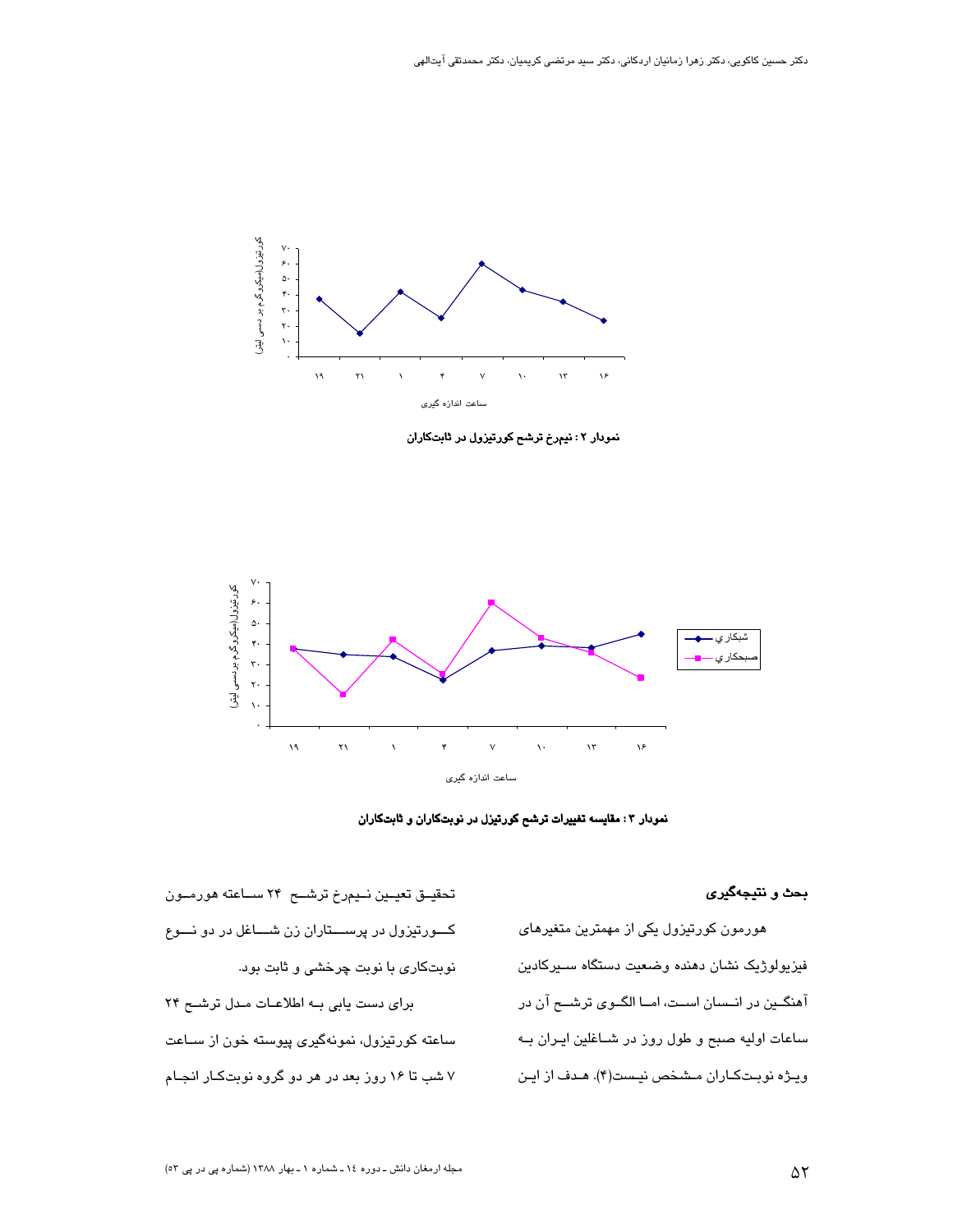نمودار ۲ : نیم‌رخ ترشح کورتیزول در ثابت‌کاران

نمودار ۳ : مقایسه تغییرات ترشح کورتیزل در نوبت‌کاران و ثابت‌کاران

## بحث و نتیجه‌گیری

هورمون کورتیزول یکی از مهمترین متغیرهای فیزیولوژیک نشان دهنده وضعیت دستگاه سیرکادین آهنگین در انسان است، اما الگوی ترشح آن در ساعات اولیه صبح و طول روز در شاغلین ایران به ویژه نوبت‌کاران مشخص نیست(۴). هدف از این تحقیق تعیین نیم‌رخ ترشح ۲۴ ساعته هورمون کورتیزول در پرستاران زن شاغل در دو نوع نوبت‌کاری با نوبت چرخشی و ثابت بود.

برای دست یابی به اطلاعات مدل ترشح ۲۴ ساعته کورتیزول، نمونه‌گیری پیوسته خون از ساعت ۷ شب تا ۱۶ روز بعد در هر دو گروه نوبت‌کار انجام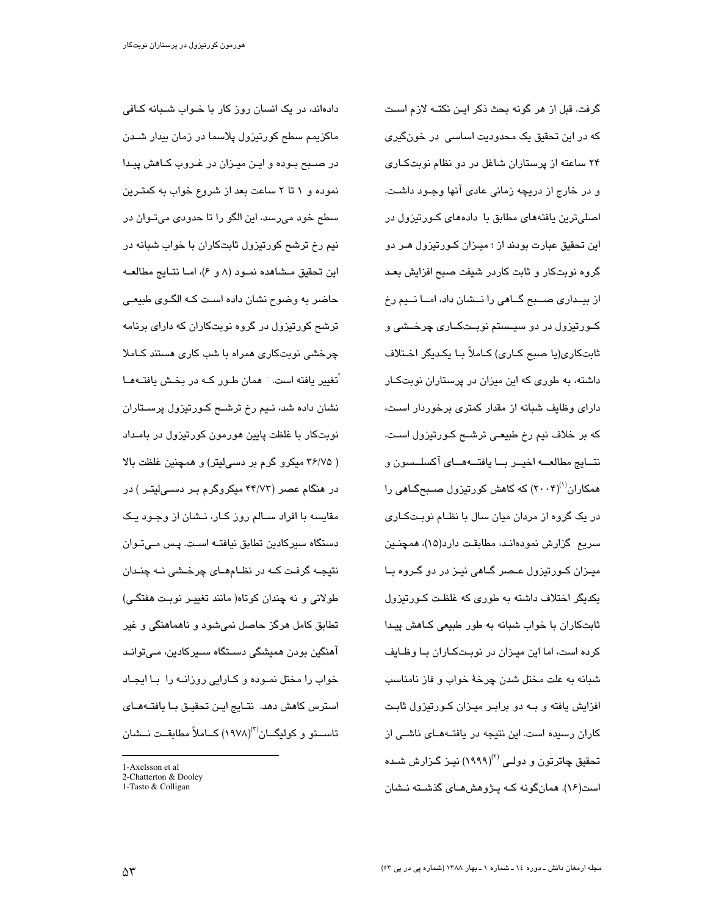گرفت. قبل از هر گونه بحث ذکر این نکته لازم است که در این تحقیق یک محدودیت اساسی در خون‌گیری ۲۴ ساعته از پرستاران شاغل در دو نظام نوبت‌کاری و در خارج از دریچه زمانی عادی آنها وجود داشت. اصلی‌ترین یافته‌های مطابق با داده‌های کورتیزول در این تحقیق عبارت بودند از ؛ میزان کورتیزول هر دو گروه نوبت‌کار و ثابت کاردر شیفت صبح افزایش بعد از بیداری صبح گاهی را نشان داد، اما نیم رخ کورتیزول در دو سیستم نوبت‌کاری چرخشی و ثابت‌کاری(یا صبح کاری) کاملاً با یکدیگر اختلاف داشته، به طوری که این میزان در پرستاران نوبت‌کار دارای وظایف شبانه از مقدار کمتری برخوردار است، که بر خلاف نیم رخ طبیعی ترشح کورتیزول است. نتایج مطالعه اخیر با یافته‌های آکسلسون و همکاران[1] (۲۰۰۴) که کاهش کورتیزول صبح‌گاهی را در یک گروه از مردان میان سال با نظام نوبت‌کاری سریع گزارش نموده‌اند، مطابقت دارد(۱۵)، همچنین میزان کورتیزول عصر گاهی نیز در دو گروه با یکدیگر اختلاف داشته به طوری که غلظت کورتیزول ثابت‌کاران با خواب شبانه به طور طبیعی کاهش پیدا کرده است، اما این میزان در نوبت‌کاران با وظایف شبانه به علت مختل شدن چرخهٔ خواب و فاز نامناسب افزایش یافته و به دو برابر میزان کورتیزول ثابت کاران رسیده است. این نتیجه در یافته‌های ناشی از تحقیق چاترتون و دولی[2] (۱۹۹۹) نیز گزارش شده است(۱۶). همان‌گونه که پژوهش‌های گذشته نشان داده‌اند، در یک انسان روز کار با خواب شبانه کافی ماکزیمم سطح کورتیزول پلاسما در زمان بیدار شدن در صبح بوده و این میزان در غروب کاهش پیدا نموده و ۱ تا ۲ ساعت بعد از شروع خواب به کمترین سطح خود می‌رسد، این الگو را تا حدودی می‌توان در نیم رخ ترشح کورتیزول ثابت‌کاران با خواب شبانه در این تحقیق مشاهده نمود (۸ و ۶)، اما نتایج مطالعه حاضر به وضوح نشان داده است که الگوی طبیعی ترشح کورتیزول در گروه نوبت‌کاران که دارای برنامه چرخشی نوبت‌کاری همراه با شب کاری هستند کاملا تغییر یافته است. همان طور که در بخش یافته‌ها نشان داده شد، نیم رخ ترشح کورتیزول پرستاران نوبت‌کار با غلظت پایین هورمون کورتیزول در بامداد ( ۳۶/۷۵ میکرو گرم بر دسی‌لیتر) و همچنین غلظت بالا در هنگام عصر (۴۴/۷۳ میکروگرم بر دسی‌لیتر ) در مقایسه با افراد سالم روز کار، نشان از وجود یک دستگاه سیرکادین تطابق نیافته است. پس می‌توان نتیجه گرفت که در نظام‌های چرخشی نه چندان طولانی و نه چندان کوتاه( مانند تغییر نوبت هفتگی) تطابق کامل هرگز حاصل نمی‌شود و ناهماهنگی و غیر آهنگین بودن همیشگی دستگاه سیرکادین، می‌توانند خواب را مختل نموده و کارایی روزانه را با ایجاد استرس کاهش دهد. نتایج این تحقیق با یافته‌های تاستو و کولیگان[3] (۱۹۷۸) کاملاً مطابقت نشان

---

1-Axelsson et al
2-Chatterton & Dooley
1-Tasto & Colligan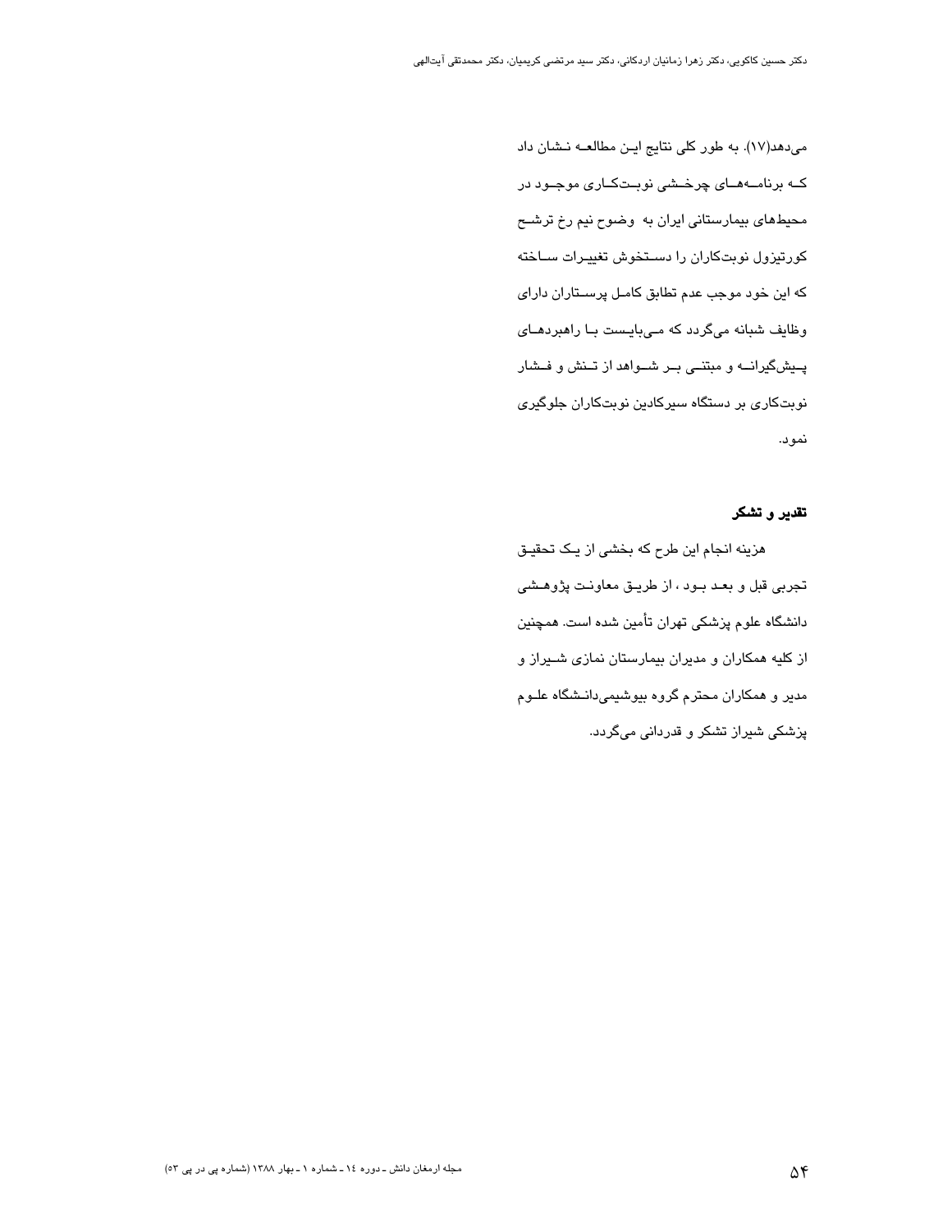می‌دهد(۱۷). به طور کلی نتایج این مطالعه نشان داد که برنامه‌های چرخشی نوبت‌کاری موجود در محیط‌های بیمارستانی ایران به وضوح نیم رخ ترشح کورتیزول نوبت‌کاران را دستخوش تغییرات ساخته که این خود موجب عدم تطابق کامل پرستاران دارای وظایف شبانه می‌گردد که می‌بایست با راهبردهای پیش‌گیرانه و مبتنی بر شواهد از تنش و فشار نوبت‌کاری بر دستگاه سیرکادین نوبت‌کاران جلوگیری نمود.

## تقدیر و تشکر

هزینه انجام این طرح که بخشی از یک تحقیق تجربی قبل و بعد بود ، از طریق معاونت پژوهشی دانشگاه علوم پزشکی تهران تأمین شده است. همچنین از کلیه همکاران و مدیران بیمارستان نمازی شیراز و مدیر و همکاران محترم گروه بیوشیمی‌دانشگاه علوم پزشکی شیراز تشکر و قدردانی می‌گردد.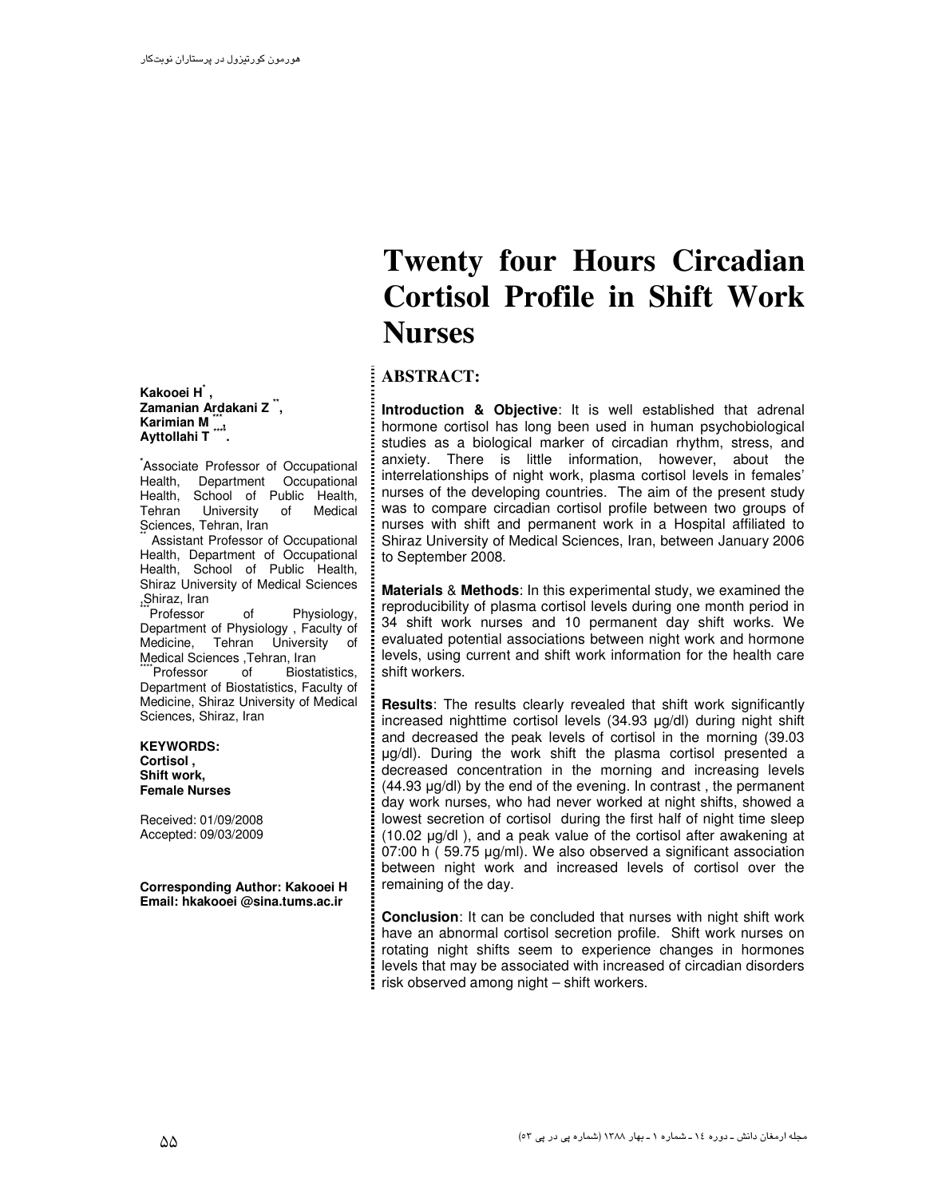# Twenty four Hours Circadian Cortisol Profile in Shift Work Nurses

Kakooei H[*], 
Zamanian Ardakani Z [**], 
Karimian M [***], 
Ayttollahi T [****].

[*] Associate Professor of Occupational Health, Department Occupational Health, School of Public Health, Tehran University of Medical Sciences, Tehran, Iran

[**] Assistant Professor of Occupational Health, Department of Occupational Health, School of Public Health, Shiraz University of Medical Sciences ,Shiraz, Iran

[***] Professor of Physiology, Department of Physiology , Faculty of Medicine, Tehran University of Medical Sciences ,Tehran, Iran

[****] Professor of Biostatistics, Department of Biostatistics, Faculty of Medicine, Shiraz University of Medical Sciences, Shiraz, Iran

**KEYWORDS:**
**Cortisol ,**
**Shift work,**
**Female Nurses**

Received: 01/09/2008
Accepted: 09/03/2009

**Corresponding Author: Kakooei H**
**Email: hkakooei @sina.tums.ac.ir**

## ABSTRACT:

**Introduction & Objective**: It is well established that adrenal hormone cortisol has long been used in human psychobiological studies as a biological marker of circadian rhythm, stress, and anxiety. There is little information, however, about the interrelationships of night work, plasma cortisol levels in females' nurses of the developing countries. The aim of the present study was to compare circadian cortisol profile between two groups of nurses with shift and permanent work in a Hospital affiliated to Shiraz University of Medical Sciences, Iran, between January 2006 to September 2008.

**Materials** & **Methods**: In this experimental study, we examined the reproducibility of plasma cortisol levels during one month period in 34 shift work nurses and 10 permanent day shift works. We evaluated potential associations between night work and hormone levels, using current and shift work information for the health care shift workers.

**Results**: The results clearly revealed that shift work significantly increased nighttime cortisol levels (34.93 μg/dl) during night shift and decreased the peak levels of cortisol in the morning (39.03 μg/dl). During the work shift the plasma cortisol presented a decreased concentration in the morning and increasing levels (44.93 μg/dl) by the end of the evening. In contrast , the permanent day work nurses, who had never worked at night shifts, showed a lowest secretion of cortisol during the first half of night time sleep (10.02 μg/dl ), and a peak value of the cortisol after awakening at 07:00 h ( 59.75 μg/ml). We also observed a significant association between night work and increased levels of cortisol over the remaining of the day.

**Conclusion**: It can be concluded that nurses with night shift work have an abnormal cortisol secretion profile. Shift work nurses on rotating night shifts seem to experience changes in hormones levels that may be associated with increased of circadian disorders risk observed among night – shift workers.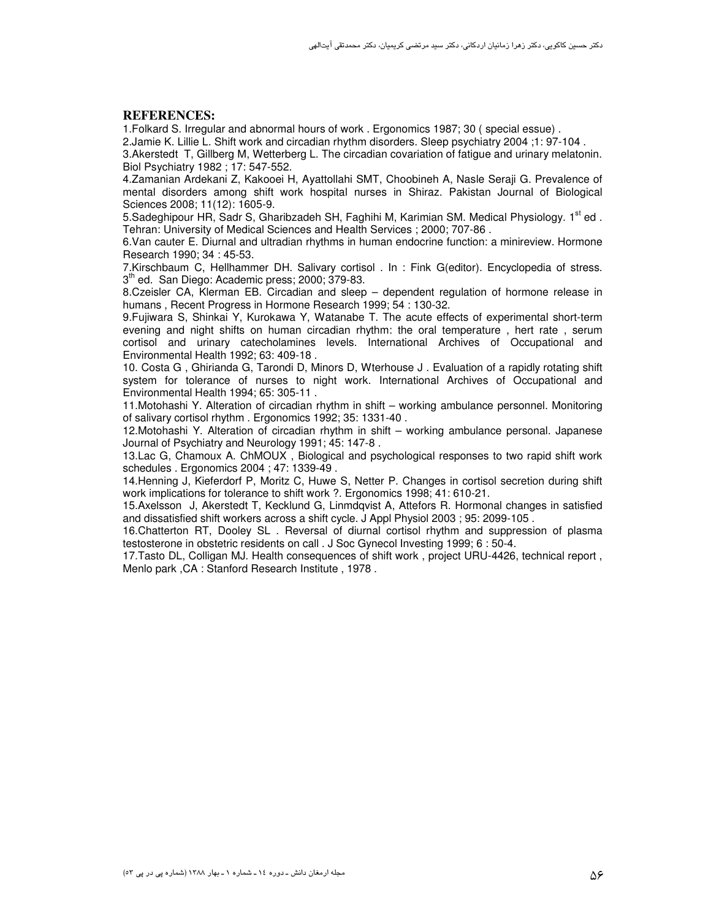**REFERENCES:**

1.Folkard S. Irregular and abnormal hours of work . Ergonomics 1987; 30 ( special essue) .

2.Jamie K. Lillie L. Shift work and circadian rhythm disorders. Sleep psychiatry 2004 ;1: 97-104 .

3.Akerstedt T, Gillberg M, Wetterberg L. The circadian covariation of fatigue and urinary melatonin. Biol Psychiatry 1982 ; 17: 547-552.

4.Zamanian Ardekani Z, Kakooei H, Ayattollahi SMT, Choobineh A, Nasle Seraji G. Prevalence of mental disorders among shift work hospital nurses in Shiraz. Pakistan Journal of Biological Sciences 2008; 11(12): 1605-9.

5.Sadeghipour HR, Sadr S, Gharibzadeh SH, Faghihi M, Karimian SM. Medical Physiology. 1st ed . Tehran: University of Medical Sciences and Health Services ; 2000; 707-86 .

6.Van cauter E. Diurnal and ultradian rhythms in human endocrine function: a minireview. Hormone Research 1990; 34 : 45-53.

7.Kirschbaum C, Hellhammer DH. Salivary cortisol . In : Fink G(editor). Encyclopedia of stress. 3th ed. San Diego: Academic press; 2000; 379-83.

8.Czeisler CA, Klerman EB. Circadian and sleep – dependent regulation of hormone release in humans , Recent Progress in Hormone Research 1999; 54 : 130-32.

9.Fujiwara S, Shinkai Y, Kurokawa Y, Watanabe T. The acute effects of experimental short-term evening and night shifts on human circadian rhythm: the oral temperature , hert rate , serum cortisol and urinary catecholamines levels. International Archives of Occupational and Environmental Health 1992; 63: 409-18 .

10. Costa G , Ghirianda G, Tarondi D, Minors D, Wterhouse J . Evaluation of a rapidly rotating shift system for tolerance of nurses to night work. International Archives of Occupational and Environmental Health 1994; 65: 305-11 .

11.Motohashi Y. Alteration of circadian rhythm in shift – working ambulance personnel. Monitoring of salivary cortisol rhythm . Ergonomics 1992; 35: 1331-40 .

12.Motohashi Y. Alteration of circadian rhythm in shift – working ambulance personal. Japanese Journal of Psychiatry and Neurology 1991; 45: 147-8 .

13.Lac G, Chamoux A. ChMOUX , Biological and psychological responses to two rapid shift work schedules . Ergonomics 2004 ; 47: 1339-49 .

14.Henning J, Kieferdorf P, Moritz C, Huwe S, Netter P. Changes in cortisol secretion during shift work implications for tolerance to shift work ?. Ergonomics 1998; 41: 610-21.

15.Axelsson J, Akerstedt T, Kecklund G, Linmdqvist A, Attefors R. Hormonal changes in satisfied and dissatisfied shift workers across a shift cycle. J Appl Physiol 2003 ; 95: 2099-105 .

16.Chatterton RT, Dooley SL . Reversal of diurnal cortisol rhythm and suppression of plasma testosterone in obstetric residents on call . J Soc Gynecol Investing 1999; 6 : 50-4.

17.Tasto DL, Colligan MJ. Health consequences of shift work , project URU-4426, technical report , Menlo park ,CA : Stanford Research Institute , 1978 .